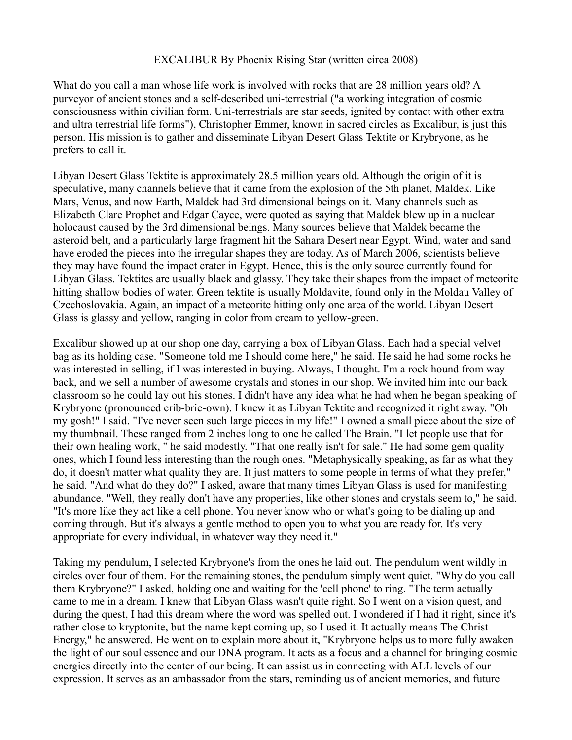EXCALIBUR By Phoenix Rising Star (written circa 2008)

What do you call a man whose life work is involved with rocks that are 28 million years old? A purveyor of ancient stones and a self-described uni-terrestrial ("a working integration of cosmic consciousness within civilian form. Uni-terrestrials are star seeds, ignited by contact with other extra and ultra terrestrial life forms"), Christopher Emmer, known in sacred circles as Excalibur, is just this person. His mission is to gather and disseminate Libyan Desert Glass Tektite or Krybryone, as he prefers to call it.

Libyan Desert Glass Tektite is approximately 28.5 million years old. Although the origin of it is speculative, many channels believe that it came from the explosion of the 5th planet, Maldek. Like Mars, Venus, and now Earth, Maldek had 3rd dimensional beings on it. Many channels such as Elizabeth Clare Prophet and Edgar Cayce, were quoted as saying that Maldek blew up in a nuclear holocaust caused by the 3rd dimensional beings. Many sources believe that Maldek became the asteroid belt, and a particularly large fragment hit the Sahara Desert near Egypt. Wind, water and sand have eroded the pieces into the irregular shapes they are today. As of March 2006, scientists believe they may have found the impact crater in Egypt. Hence, this is the only source currently found for Libyan Glass. Tektites are usually black and glassy. They take their shapes from the impact of meteorite hitting shallow bodies of water. Green tektite is usually Moldavite, found only in the Moldau Valley of Czechoslovakia. Again, an impact of a meteorite hitting only one area of the world. Libyan Desert Glass is glassy and yellow, ranging in color from cream to yellow-green.

Excalibur showed up at our shop one day, carrying a box of Libyan Glass. Each had a special velvet bag as its holding case. "Someone told me I should come here," he said. He said he had some rocks he was interested in selling, if I was interested in buying. Always, I thought. I'm a rock hound from way back, and we sell a number of awesome crystals and stones in our shop. We invited him into our back classroom so he could lay out his stones. I didn't have any idea what he had when he began speaking of Krybryone (pronounced crib-brie-own). I knew it as Libyan Tektite and recognized it right away. "Oh my gosh!" I said. "I've never seen such large pieces in my life!" I owned a small piece about the size of my thumbnail. These ranged from 2 inches long to one he called The Brain. "I let people use that for their own healing work, " he said modestly. "That one really isn't for sale." He had some gem quality ones, which I found less interesting than the rough ones. "Metaphysically speaking, as far as what they do, it doesn't matter what quality they are. It just matters to some people in terms of what they prefer," he said. "And what do they do?" I asked, aware that many times Libyan Glass is used for manifesting abundance. "Well, they really don't have any properties, like other stones and crystals seem to," he said. "It's more like they act like a cell phone. You never know who or what's going to be dialing up and coming through. But it's always a gentle method to open you to what you are ready for. It's very appropriate for every individual, in whatever way they need it."

Taking my pendulum, I selected Krybryone's from the ones he laid out. The pendulum went wildly in circles over four of them. For the remaining stones, the pendulum simply went quiet. "Why do you call them Krybryone?" I asked, holding one and waiting for the 'cell phone' to ring. "The term actually came to me in a dream. I knew that Libyan Glass wasn't quite right. So I went on a vision quest, and during the quest, I had this dream where the word was spelled out. I wondered if I had it right, since it's rather close to kryptonite, but the name kept coming up, so I used it. It actually means The Christ Energy," he answered. He went on to explain more about it, "Krybryone helps us to more fully awaken the light of our soul essence and our DNA program. It acts as a focus and a channel for bringing cosmic energies directly into the center of our being. It can assist us in connecting with ALL levels of our expression. It serves as an ambassador from the stars, reminding us of ancient memories, and future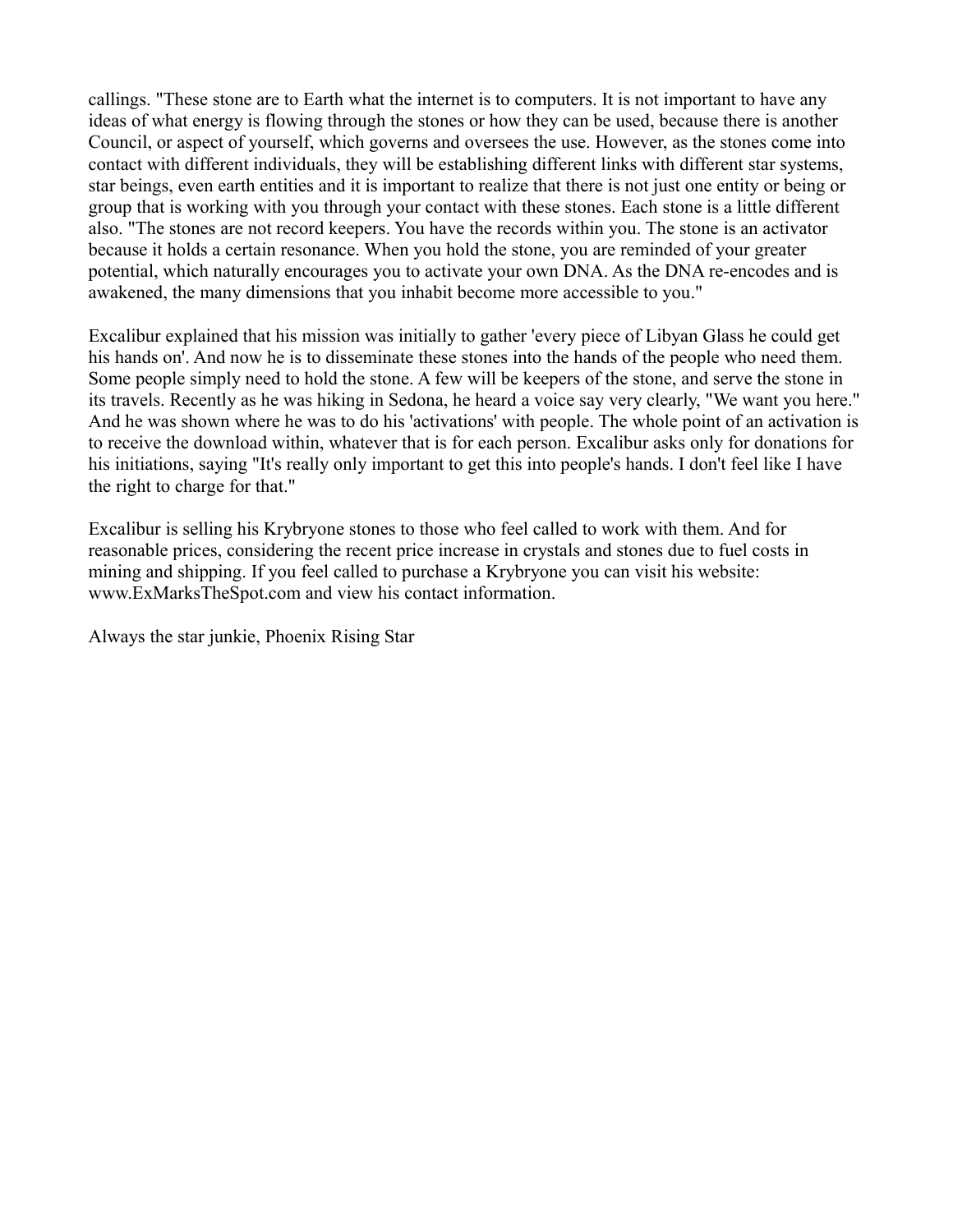callings. "These stone are to Earth what the internet is to computers. It is not important to have any ideas of what energy is flowing through the stones or how they can be used, because there is another Council, or aspect of yourself, which governs and oversees the use. However, as the stones come into contact with different individuals, they will be establishing different links with different star systems, star beings, even earth entities and it is important to realize that there is not just one entity or being or group that is working with you through your contact with these stones. Each stone is a little different also. "The stones are not record keepers. You have the records within you. The stone is an activator because it holds a certain resonance. When you hold the stone, you are reminded of your greater potential, which naturally encourages you to activate your own DNA. As the DNA re-encodes and is awakened, the many dimensions that you inhabit become more accessible to you."

Excalibur explained that his mission was initially to gather 'every piece of Libyan Glass he could get his hands on'. And now he is to disseminate these stones into the hands of the people who need them. Some people simply need to hold the stone. A few will be keepers of the stone, and serve the stone in its travels. Recently as he was hiking in Sedona, he heard a voice say very clearly, "We want you here." And he was shown where he was to do his 'activations' with people. The whole point of an activation is to receive the download within, whatever that is for each person. Excalibur asks only for donations for his initiations, saying "It's really only important to get this into people's hands. I don't feel like I have the right to charge for that."

Excalibur is selling his Krybryone stones to those who feel called to work with them. And for reasonable prices, considering the recent price increase in crystals and stones due to fuel costs in mining and shipping. If you feel called to purchase a Krybryone you can visit his website: www.ExMarksTheSpot.com and view his contact information.

Always the star junkie, Phoenix Rising Star